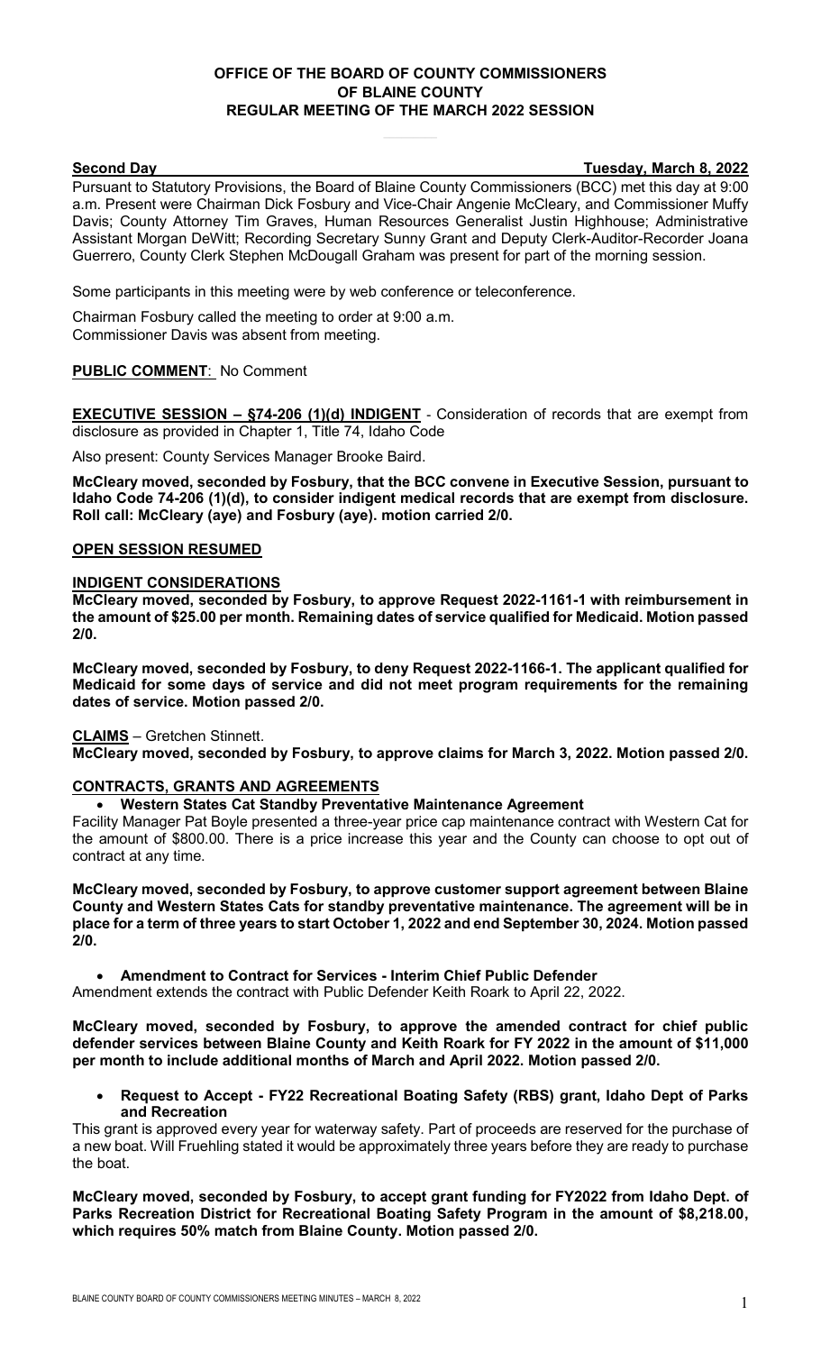**OFFICE OF THE BOARD OF COUNTY COMMISSIONERS**
**OF BLAINE COUNTY**
**REGULAR MEETING OF THE MARCH 2022 SESSION**

**Second Day** **Tuesday, March 8, 2022**

Pursuant to Statutory Provisions, the Board of Blaine County Commissioners (BCC) met this day at 9:00 a.m. Present were Chairman Dick Fosbury and Vice-Chair Angenie McCleary, and Commissioner Muffy Davis; County Attorney Tim Graves, Human Resources Generalist Justin Highhouse; Administrative Assistant Morgan DeWitt; Recording Secretary Sunny Grant and Deputy Clerk-Auditor-Recorder Joana Guerrero, County Clerk Stephen McDougall Graham was present for part of the morning session.

Some participants in this meeting were by web conference or teleconference.

Chairman Fosbury called the meeting to order at 9:00 a.m.
Commissioner Davis was absent from meeting.

**PUBLIC COMMENT**: No Comment

**EXECUTIVE SESSION – §74-206 (1)(d) INDIGENT** - Consideration of records that are exempt from disclosure as provided in Chapter 1, Title 74, Idaho Code

Also present: County Services Manager Brooke Baird.

**McCleary moved, seconded by Fosbury, that the BCC convene in Executive Session, pursuant to Idaho Code 74-206 (1)(d), to consider indigent medical records that are exempt from disclosure. Roll call: McCleary (aye) and Fosbury (aye). motion carried 2/0.**

**OPEN SESSION RESUMED**

**INDIGENT CONSIDERATIONS**

**McCleary moved, seconded by Fosbury, to approve Request 2022-1161-1 with reimbursement in the amount of $25.00 per month. Remaining dates of service qualified for Medicaid. Motion passed 2/0.**

**McCleary moved, seconded by Fosbury, to deny Request 2022-1166-1. The applicant qualified for Medicaid for some days of service and did not meet program requirements for the remaining dates of service. Motion passed 2/0.**

**CLAIMS** – Gretchen Stinnett.
**McCleary moved, seconded by Fosbury, to approve claims for March 3, 2022. Motion passed 2/0.**

**CONTRACTS, GRANTS AND AGREEMENTS**

- **Western States Cat Standby Preventative Maintenance Agreement**

Facility Manager Pat Boyle presented a three-year price cap maintenance contract with Western Cat for the amount of $800.00. There is a price increase this year and the County can choose to opt out of contract at any time.

**McCleary moved, seconded by Fosbury, to approve customer support agreement between Blaine County and Western States Cats for standby preventative maintenance. The agreement will be in place for a term of three years to start October 1, 2022 and end September 30, 2024. Motion passed 2/0.**

- **Amendment to Contract for Services - Interim Chief Public Defender**

Amendment extends the contract with Public Defender Keith Roark to April 22, 2022.

**McCleary moved, seconded by Fosbury, to approve the amended contract for chief public defender services between Blaine County and Keith Roark for FY 2022 in the amount of $11,000 per month to include additional months of March and April 2022. Motion passed 2/0.**

- **Request to Accept - FY22 Recreational Boating Safety (RBS) grant, Idaho Dept of Parks and Recreation**

This grant is approved every year for waterway safety. Part of proceeds are reserved for the purchase of a new boat. Will Fruehling stated it would be approximately three years before they are ready to purchase the boat.

**McCleary moved, seconded by Fosbury, to accept grant funding for FY2022 from Idaho Dept. of Parks Recreation District for Recreational Boating Safety Program in the amount of $8,218.00, which requires 50% match from Blaine County. Motion passed 2/0.**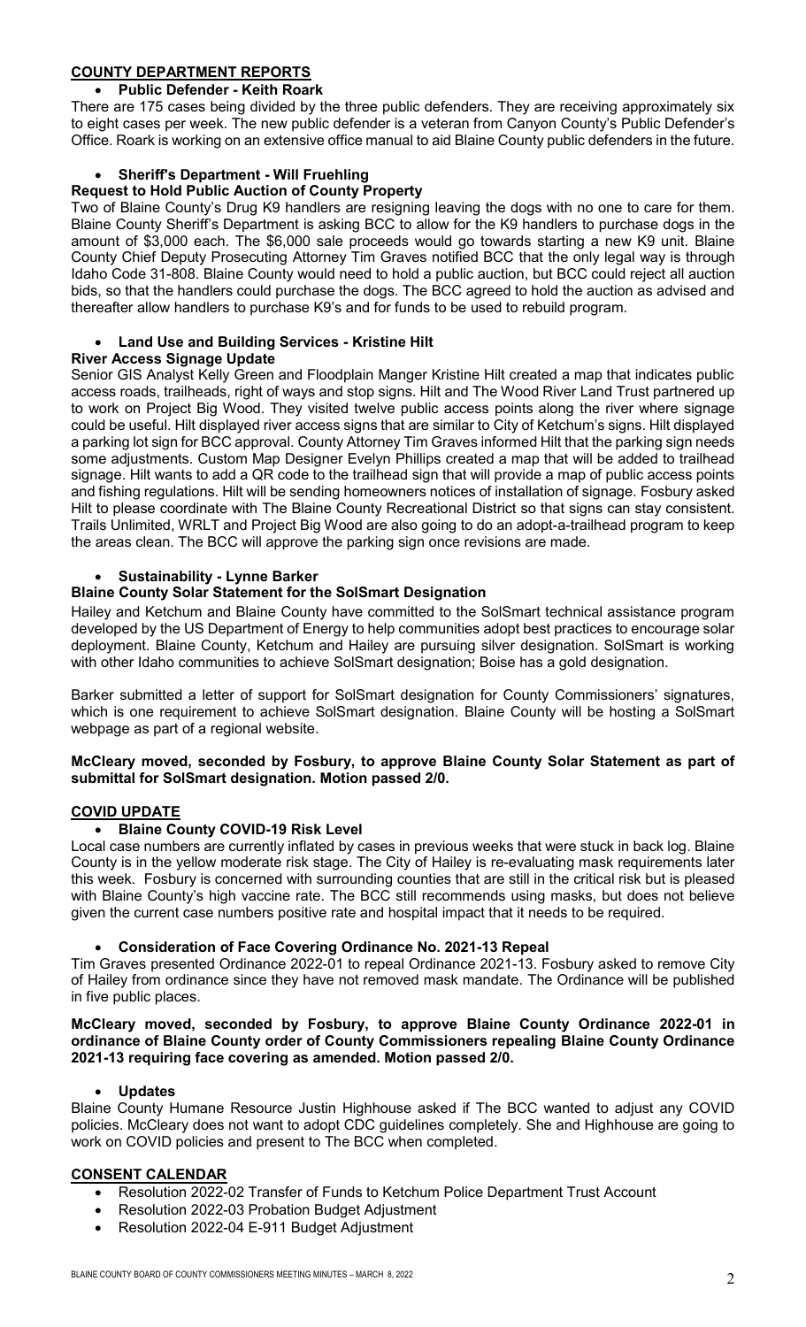## COUNTY DEPARTMENT REPORTS

- **Public Defender - Keith Roark**

There are 175 cases being divided by the three public defenders. They are receiving approximately six to eight cases per week. The new public defender is a veteran from Canyon County's Public Defender's Office. Roark is working on an extensive office manual to aid Blaine County public defenders in the future.

- **Sheriff's Department - Will Fruehling**

**Request to Hold Public Auction of County Property**

Two of Blaine County's Drug K9 handlers are resigning leaving the dogs with no one to care for them. Blaine County Sheriff's Department is asking BCC to allow for the K9 handlers to purchase dogs in the amount of $3,000 each. The $6,000 sale proceeds would go towards starting a new K9 unit. Blaine County Chief Deputy Prosecuting Attorney Tim Graves notified BCC that the only legal way is through Idaho Code 31-808. Blaine County would need to hold a public auction, but BCC could reject all auction bids, so that the handlers could purchase the dogs. The BCC agreed to hold the auction as advised and thereafter allow handlers to purchase K9's and for funds to be used to rebuild program.

- **Land Use and Building Services - Kristine Hilt**

**River Access Signage Update**

Senior GIS Analyst Kelly Green and Floodplain Manger Kristine Hilt created a map that indicates public access roads, trailheads, right of ways and stop signs. Hilt and The Wood River Land Trust partnered up to work on Project Big Wood. They visited twelve public access points along the river where signage could be useful. Hilt displayed river access signs that are similar to City of Ketchum's signs. Hilt displayed a parking lot sign for BCC approval. County Attorney Tim Graves informed Hilt that the parking sign needs some adjustments. Custom Map Designer Evelyn Phillips created a map that will be added to trailhead signage. Hilt wants to add a QR code to the trailhead sign that will provide a map of public access points and fishing regulations. Hilt will be sending homeowners notices of installation of signage. Fosbury asked Hilt to please coordinate with The Blaine County Recreational District so that signs can stay consistent. Trails Unlimited, WRLT and Project Big Wood are also going to do an adopt-a-trailhead program to keep the areas clean. The BCC will approve the parking sign once revisions are made.

- **Sustainability - Lynne Barker**

**Blaine County Solar Statement for the SolSmart Designation**

Hailey and Ketchum and Blaine County have committed to the SolSmart technical assistance program developed by the US Department of Energy to help communities adopt best practices to encourage solar deployment. Blaine County, Ketchum and Hailey are pursuing silver designation. SolSmart is working with other Idaho communities to achieve SolSmart designation; Boise has a gold designation.

Barker submitted a letter of support for SolSmart designation for County Commissioners' signatures, which is one requirement to achieve SolSmart designation. Blaine County will be hosting a SolSmart webpage as part of a regional website.

**McCleary moved, seconded by Fosbury, to approve Blaine County Solar Statement as part of submittal for SolSmart designation. Motion passed 2/0.**

## COVID UPDATE

- **Blaine County COVID-19 Risk Level**

Local case numbers are currently inflated by cases in previous weeks that were stuck in back log. Blaine County is in the yellow moderate risk stage. The City of Hailey is re-evaluating mask requirements later this week. Fosbury is concerned with surrounding counties that are still in the critical risk but is pleased with Blaine County's high vaccine rate. The BCC still recommends using masks, but does not believe given the current case numbers positive rate and hospital impact that it needs to be required.

- **Consideration of Face Covering Ordinance No. 2021-13 Repeal**

Tim Graves presented Ordinance 2022-01 to repeal Ordinance 2021-13. Fosbury asked to remove City of Hailey from ordinance since they have not removed mask mandate. The Ordinance will be published in five public places.

**McCleary moved, seconded by Fosbury, to approve Blaine County Ordinance 2022-01 in ordinance of Blaine County order of County Commissioners repealing Blaine County Ordinance 2021-13 requiring face covering as amended. Motion passed 2/0.**

- **Updates**

Blaine County Humane Resource Justin Highhouse asked if The BCC wanted to adjust any COVID policies. McCleary does not want to adopt CDC guidelines completely. She and Highhouse are going to work on COVID policies and present to The BCC when completed.

## CONSENT CALENDAR

- Resolution 2022-02 Transfer of Funds to Ketchum Police Department Trust Account
- Resolution 2022-03 Probation Budget Adjustment
- Resolution 2022-04 E-911 Budget Adjustment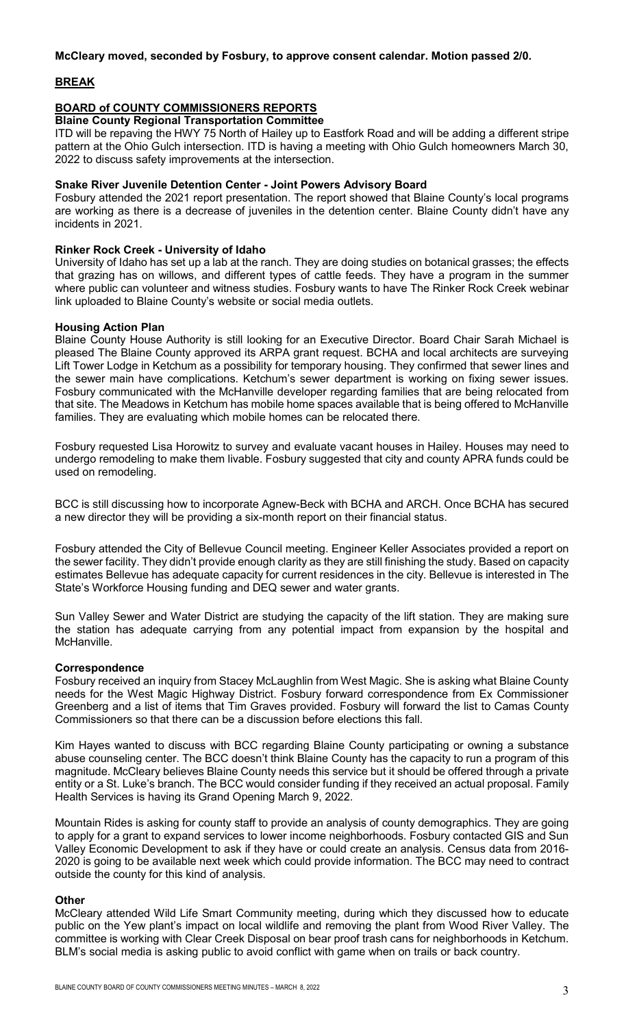**McCleary moved, seconded by Fosbury, to approve consent calendar. Motion passed 2/0.**

## BREAK

## BOARD of COUNTY COMMISSIONERS REPORTS

### Blaine County Regional Transportation Committee

ITD will be repaving the HWY 75 North of Hailey up to Eastfork Road and will be adding a different stripe pattern at the Ohio Gulch intersection. ITD is having a meeting with Ohio Gulch homeowners March 30, 2022 to discuss safety improvements at the intersection.

### Snake River Juvenile Detention Center - Joint Powers Advisory Board

Fosbury attended the 2021 report presentation. The report showed that Blaine County's local programs are working as there is a decrease of juveniles in the detention center. Blaine County didn't have any incidents in 2021.

### Rinker Rock Creek - University of Idaho

University of Idaho has set up a lab at the ranch. They are doing studies on botanical grasses; the effects that grazing has on willows, and different types of cattle feeds. They have a program in the summer where public can volunteer and witness studies. Fosbury wants to have The Rinker Rock Creek webinar link uploaded to Blaine County's website or social media outlets.

### Housing Action Plan

Blaine County House Authority is still looking for an Executive Director. Board Chair Sarah Michael is pleased The Blaine County approved its ARPA grant request. BCHA and local architects are surveying Lift Tower Lodge in Ketchum as a possibility for temporary housing. They confirmed that sewer lines and the sewer main have complications. Ketchum's sewer department is working on fixing sewer issues. Fosbury communicated with the McHanville developer regarding families that are being relocated from that site. The Meadows in Ketchum has mobile home spaces available that is being offered to McHanville families. They are evaluating which mobile homes can be relocated there.

Fosbury requested Lisa Horowitz to survey and evaluate vacant houses in Hailey. Houses may need to undergo remodeling to make them livable. Fosbury suggested that city and county APRA funds could be used on remodeling.

BCC is still discussing how to incorporate Agnew-Beck with BCHA and ARCH. Once BCHA has secured a new director they will be providing a six-month report on their financial status.

Fosbury attended the City of Bellevue Council meeting. Engineer Keller Associates provided a report on the sewer facility. They didn't provide enough clarity as they are still finishing the study. Based on capacity estimates Bellevue has adequate capacity for current residences in the city. Bellevue is interested in The State's Workforce Housing funding and DEQ sewer and water grants.

Sun Valley Sewer and Water District are studying the capacity of the lift station. They are making sure the station has adequate carrying from any potential impact from expansion by the hospital and McHanville.

### Correspondence

Fosbury received an inquiry from Stacey McLaughlin from West Magic. She is asking what Blaine County needs for the West Magic Highway District. Fosbury forward correspondence from Ex Commissioner Greenberg and a list of items that Tim Graves provided. Fosbury will forward the list to Camas County Commissioners so that there can be a discussion before elections this fall.

Kim Hayes wanted to discuss with BCC regarding Blaine County participating or owning a substance abuse counseling center. The BCC doesn't think Blaine County has the capacity to run a program of this magnitude. McCleary believes Blaine County needs this service but it should be offered through a private entity or a St. Luke's branch. The BCC would consider funding if they received an actual proposal. Family Health Services is having its Grand Opening March 9, 2022.

Mountain Rides is asking for county staff to provide an analysis of county demographics. They are going to apply for a grant to expand services to lower income neighborhoods. Fosbury contacted GIS and Sun Valley Economic Development to ask if they have or could create an analysis. Census data from 2016-2020 is going to be available next week which could provide information. The BCC may need to contract outside the county for this kind of analysis.

### Other

McCleary attended Wild Life Smart Community meeting, during which they discussed how to educate public on the Yew plant's impact on local wildlife and removing the plant from Wood River Valley. The committee is working with Clear Creek Disposal on bear proof trash cans for neighborhoods in Ketchum. BLM's social media is asking public to avoid conflict with game when on trails or back country.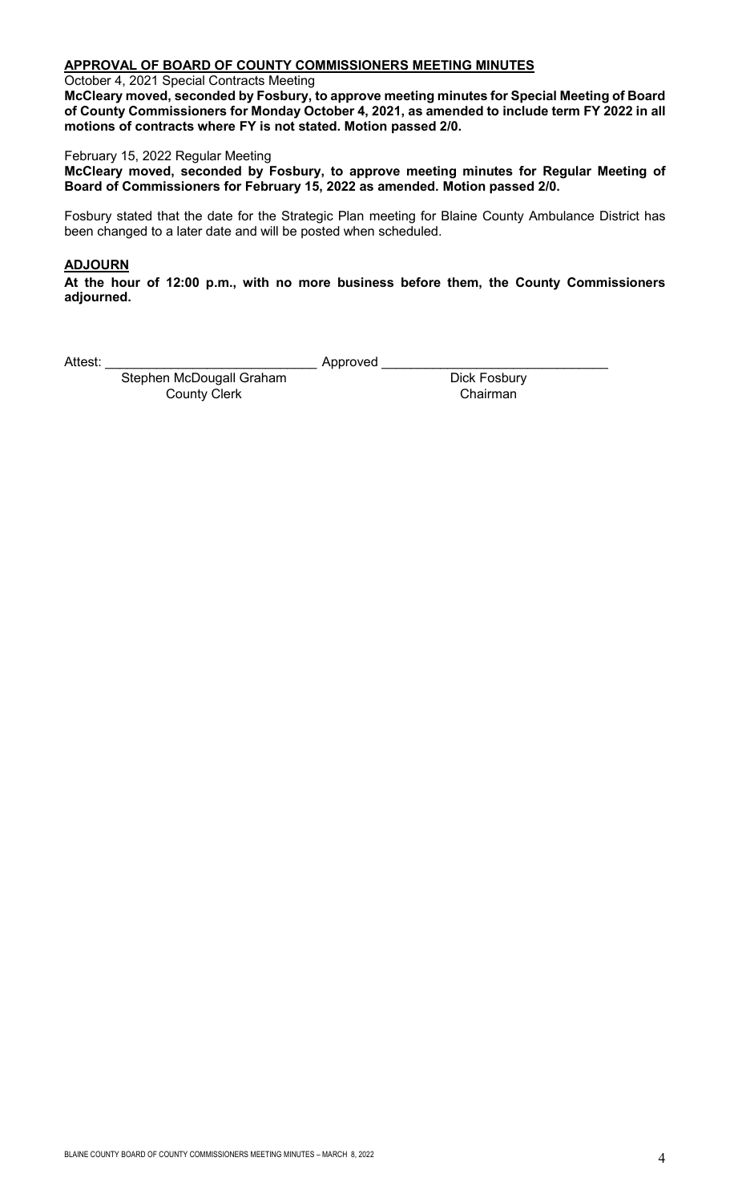**<u>APPROVAL OF BOARD OF COUNTY COMMISSIONERS MEETING MINUTES</u>**

October 4, 2021 Special Contracts Meeting

**McCleary moved, seconded by Fosbury, to approve meeting minutes for Special Meeting of Board of County Commissioners for Monday October 4, 2021, as amended to include term FY 2022 in all motions of contracts where FY is not stated. Motion passed 2/0.**

February 15, 2022 Regular Meeting

**McCleary moved, seconded by Fosbury, to approve meeting minutes for Regular Meeting of Board of Commissioners for February 15, 2022 as amended. Motion passed 2/0.**

Fosbury stated that the date for the Strategic Plan meeting for Blaine County Ambulance District has been changed to a later date and will be posted when scheduled.

**<u>ADJOURN</u>**

**At the hour of 12:00 p.m., with no more business before them, the County Commissioners adjourned.**

Attest: ____________________________ Approved ______________________________

Stephen McDougall Graham
County Clerk

Dick Fosbury
Chairman